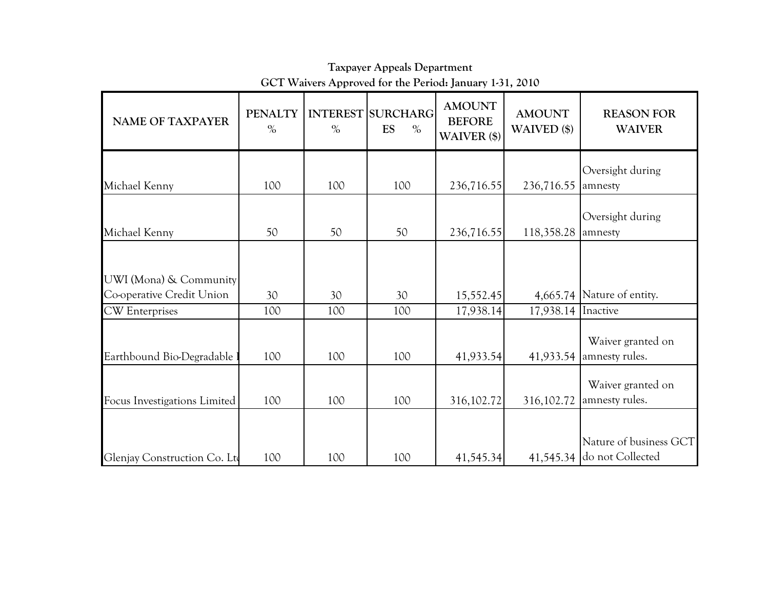**Taxpayer Appeals Department**

**GCT Waivers Approved for the Period: January 1-31, 2010**

| NAME OF TAXPAYER | PENALTY % | INTEREST % | SURCHARGES % | AMOUNT BEFORE WAIVER ($) | AMOUNT WAIVED ($) | REASON FOR WAIVER |
|---|---|---|---|---|---|---|
| Michael Kenny | 100 | 100 | 100 | 236,716.55 | 236,716.55 | Oversight during amnesty |
| Michael Kenny | 50 | 50 | 50 | 236,716.55 | 118,358.28 | Oversight during amnesty |
| UWI (Mona) & Community Co-operative Credit Union | 30 | 30 | 30 | 15,552.45 | 4,665.74 | Nature of entity. |
| CW Enterprises | 100 | 100 | 100 | 17,938.14 | 17,938.14 | Inactive |
| Earthbound Bio-Degradable I | 100 | 100 | 100 | 41,933.54 | 41,933.54 | Waiver granted on amnesty rules. |
| Focus Investigations Limited | 100 | 100 | 100 | 316,102.72 | 316,102.72 | Waiver granted on amnesty rules. |
| Glenjay Construction Co. Ltd | 100 | 100 | 100 | 41,545.34 | 41,545.34 | Nature of business GCT do not Collected |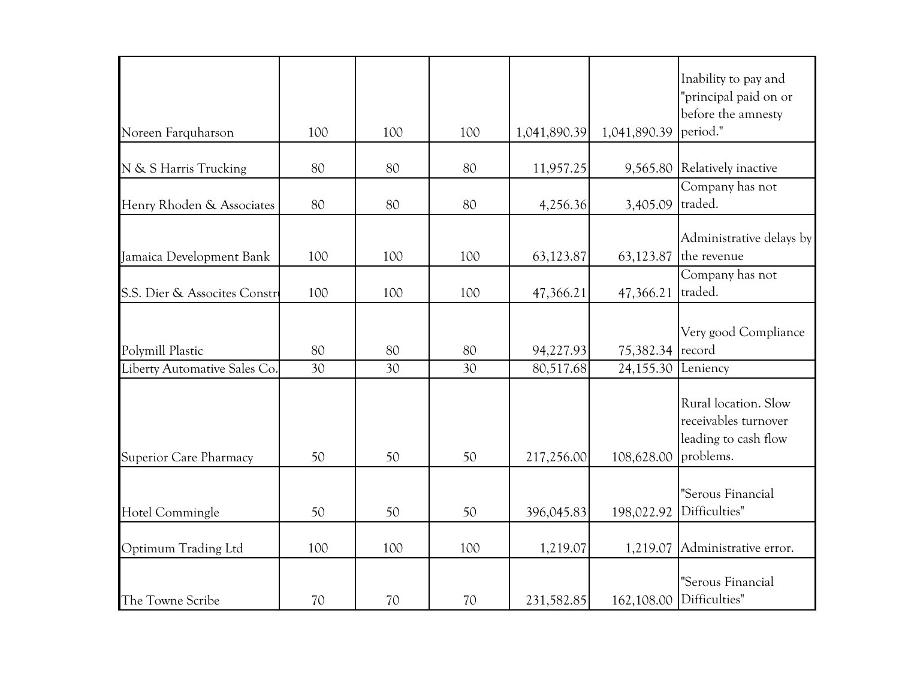| | | | | | | |
|---|---|---|---|---|---|---|
| Noreen Farquharson | 100 | 100 | 100 | 1,041,890.39 | 1,041,890.39 | Inability to pay and "principal paid on or before the amnesty period." |
| N & S Harris Trucking | 80 | 80 | 80 | 11,957.25 | 9,565.80 | Relatively inactive |
| Henry Rhoden & Associates | 80 | 80 | 80 | 4,256.36 | 3,405.09 | Company has not traded. |
| Jamaica Development Bank | 100 | 100 | 100 | 63,123.87 | 63,123.87 | Administrative delays by the revenue |
| S.S. Dier & Assocites Constr | 100 | 100 | 100 | 47,366.21 | 47,366.21 | Company has not traded. |
| Polymill Plastic | 80 | 80 | 80 | 94,227.93 | 75,382.34 | Very good Compliance record |
| Liberty Automative Sales Co. | 30 | 30 | 30 | 80,517.68 | 24,155.30 | Leniency |
| Superior Care Pharmacy | 50 | 50 | 50 | 217,256.00 | 108,628.00 | Rural location. Slow receivables turnover leading to cash flow problems. |
| Hotel Commingle | 50 | 50 | 50 | 396,045.83 | 198,022.92 | "Serous Financial Difficulties" |
| Optimum Trading Ltd | 100 | 100 | 100 | 1,219.07 | 1,219.07 | Administrative error. |
| The Towne Scribe | 70 | 70 | 70 | 231,582.85 | 162,108.00 | "Serous Financial Difficulties" |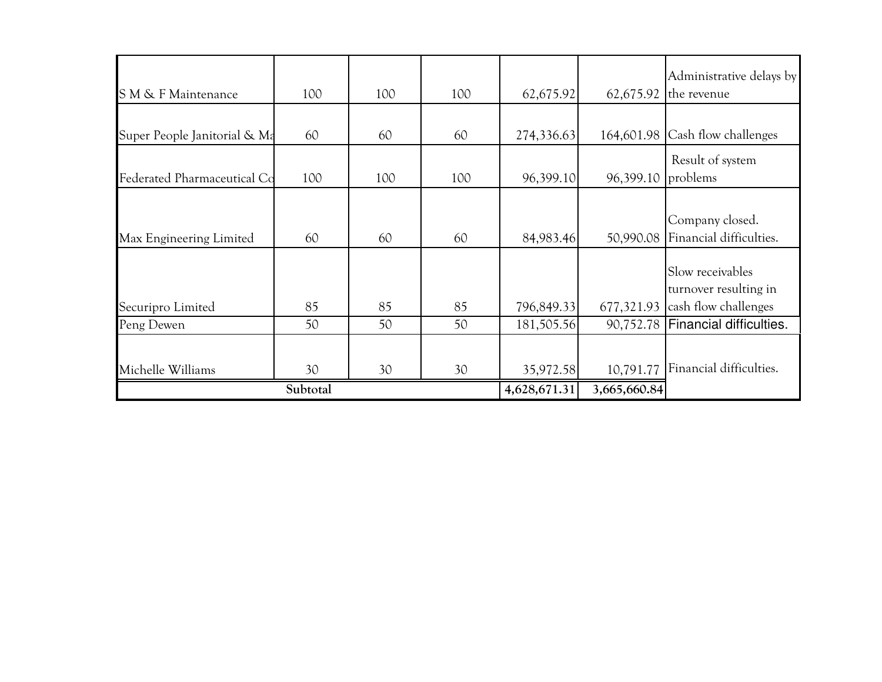| | | | | | | |
|---|---|---|---|---|---|---|
| S M & F Maintenance | 100 | 100 | 100 | 62,675.92 | 62,675.92 | Administrative delays by the revenue |
| Super People Janitorial & Ma | 60 | 60 | 60 | 274,336.63 | 164,601.98 | Cash flow challenges |
| Federated Pharmaceutical Co | 100 | 100 | 100 | 96,399.10 | 96,399.10 | Result of system problems |
| Max Engineering Limited | 60 | 60 | 60 | 84,983.46 | 50,990.08 | Company closed. Financial difficulties. |
| Securipro Limited | 85 | 85 | 85 | 796,849.33 | 677,321.93 | Slow receivables turnover resulting in cash flow challenges |
| Peng Dewen | 50 | 50 | 50 | 181,505.56 | 90,752.78 | Financial difficulties. |
| Michelle Williams | 30 | 30 | 30 | 35,972.58 | 10,791.77 | Financial difficulties. |
| **Subtotal** | | | | **4,628,671.31** | **3,665,660.84** | |